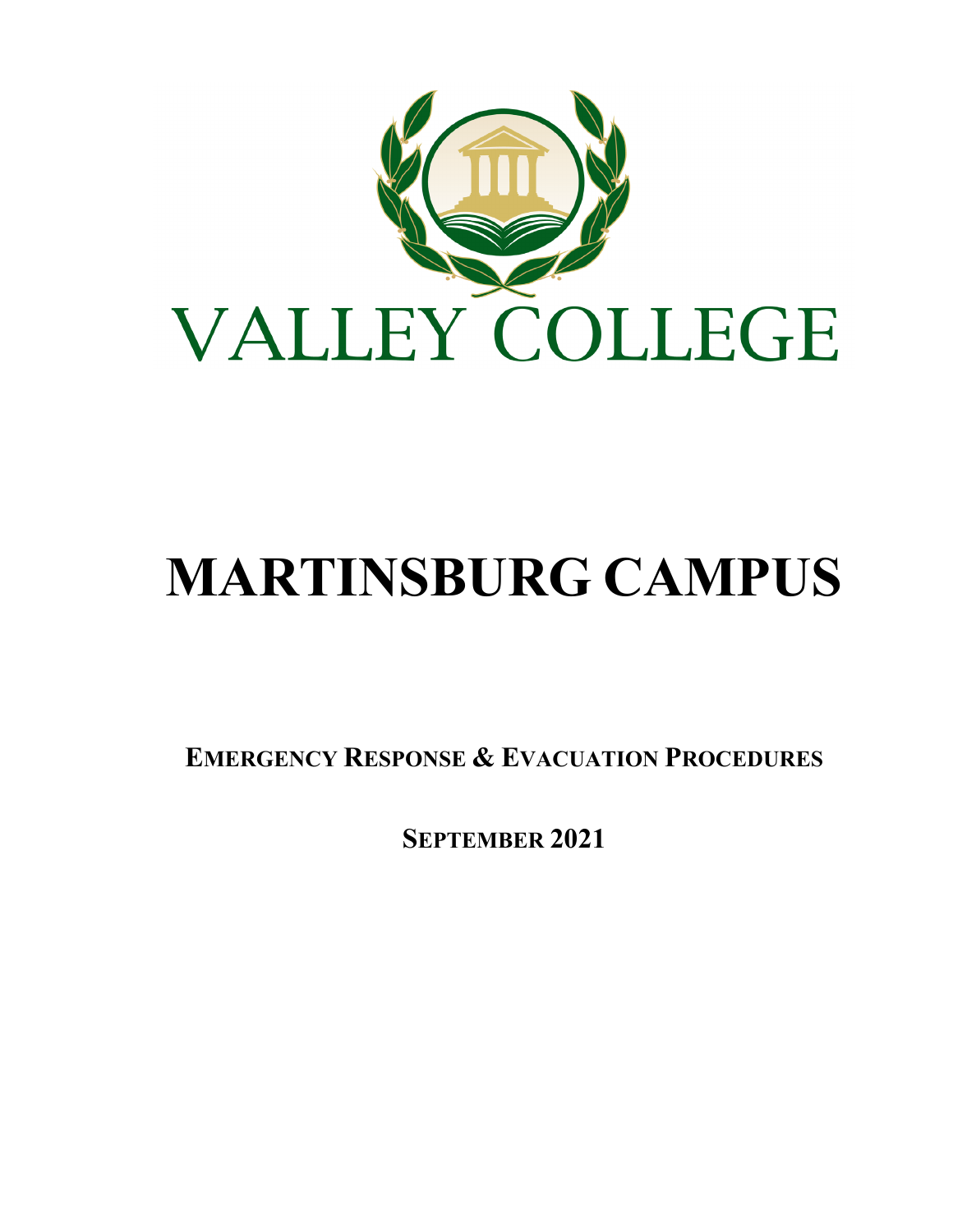# VALLEY COLLEGE

# MARTINSBURG CAMPUS

## EMERGENCY RESPONSE & EVACUATION PROCEDURES

**SEPTEMBER 2021**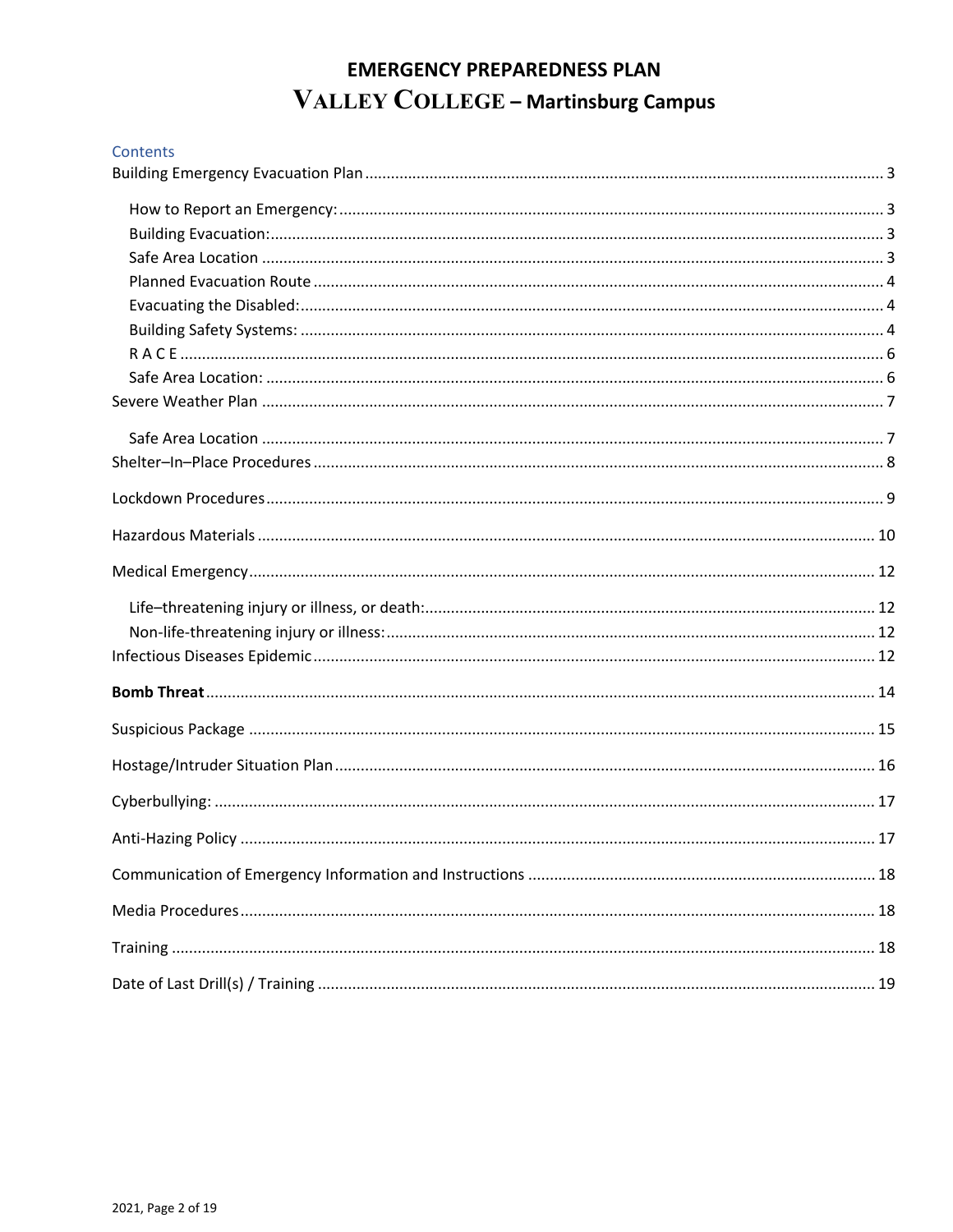# EMERGENCY PREPAREDNESS PLAN

## VALLEY COLLEGE – Martinsburg Campus

Contents

- Building Emergency Evacuation Plan ........ 3
  - How to Report an Emergency: ........ 3
  - Building Evacuation: ........ 3
  - Safe Area Location ........ 3
  - Planned Evacuation Route ........ 4
  - Evacuating the Disabled: ........ 4
  - Building Safety Systems: ........ 4
  - R A C E ........ 6
  - Safe Area Location: ........ 6
- Severe Weather Plan ........ 7
  - Safe Area Location ........ 7
- Shelter–In–Place Procedures ........ 8
- Lockdown Procedures ........ 9
- Hazardous Materials ........ 10
- Medical Emergency ........ 12
  - Life–threatening injury or illness, or death: ........ 12
  - Non-life-threatening injury or illness: ........ 12
- Infectious Diseases Epidemic ........ 12
- **Bomb Threat** ........ 14
- Suspicious Package ........ 15
- Hostage/Intruder Situation Plan ........ 16
- Cyberbullying: ........ 17
- Anti-Hazing Policy ........ 17
- Communication of Emergency Information and Instructions ........ 18
- Media Procedures ........ 18
- Training ........ 18
- Date of Last Drill(s) / Training ........ 19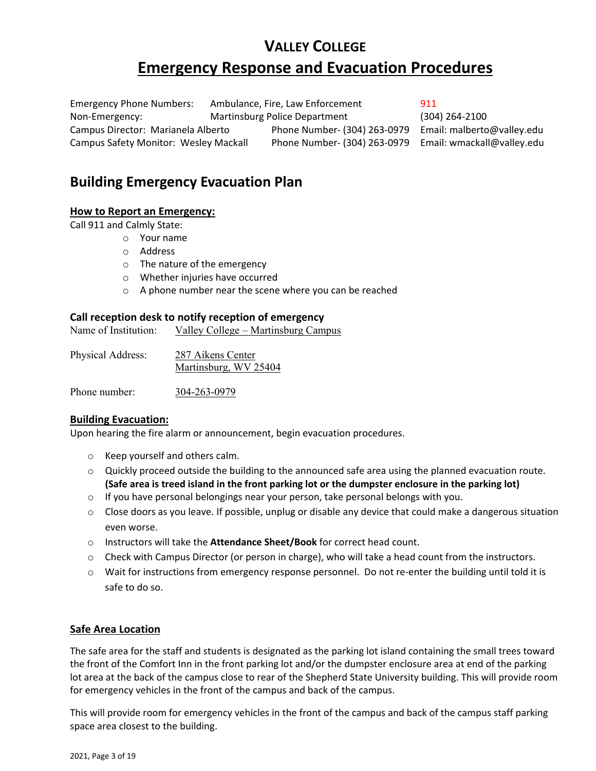# VALLEY COLLEGE

# Emergency Response and Evacuation Procedures

| | | |
|---|---|---|
| Emergency Phone Numbers: | Ambulance, Fire, Law Enforcement | 911 |
| Non-Emergency: | Martinsburg Police Department | (304) 264-2100 |
| Campus Director: Marianela Alberto | Phone Number- (304) 263-0979 | Email: malberto@valley.edu |
| Campus Safety Monitor: Wesley Mackall | Phone Number- (304) 263-0979 | Email: wmackall@valley.edu |

## Building Emergency Evacuation Plan

### How to Report an Emergency:

Call 911 and Calmly State:

- Your name
- Address
- The nature of the emergency
- Whether injuries have occurred
- A phone number near the scene where you can be reached

### Call reception desk to notify reception of emergency

Name of Institution: Valley College – Martinsburg Campus

Physical Address: 287 Aikens Center
Martinsburg, WV 25404

Phone number: 304-263-0979

### Building Evacuation:

Upon hearing the fire alarm or announcement, begin evacuation procedures.

- Keep yourself and others calm.
- Quickly proceed outside the building to the announced safe area using the planned evacuation route. **(Safe area is treed island in the front parking lot or the dumpster enclosure in the parking lot)**
- If you have personal belongings near your person, take personal belongs with you.
- Close doors as you leave. If possible, unplug or disable any device that could make a dangerous situation even worse.
- Instructors will take the **Attendance Sheet/Book** for correct head count.
- Check with Campus Director (or person in charge), who will take a head count from the instructors.
- Wait for instructions from emergency response personnel. Do not re-enter the building until told it is safe to do so.

### Safe Area Location

The safe area for the staff and students is designated as the parking lot island containing the small trees toward the front of the Comfort Inn in the front parking lot and/or the dumpster enclosure area at end of the parking lot area at the back of the campus close to rear of the Shepherd State University building. This will provide room for emergency vehicles in the front of the campus and back of the campus.

This will provide room for emergency vehicles in the front of the campus and back of the campus staff parking space area closest to the building.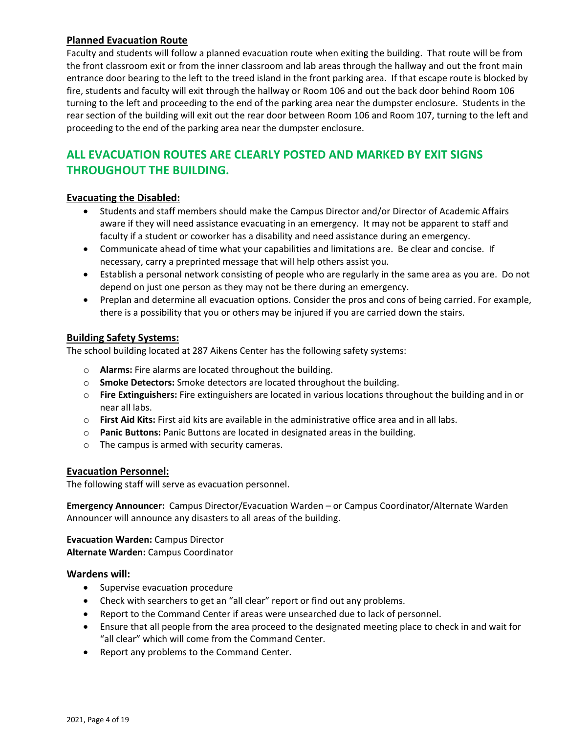## Planned Evacuation Route

Faculty and students will follow a planned evacuation route when exiting the building. That route will be from the front classroom exit or from the inner classroom and lab areas through the hallway and out the front main entrance door bearing to the left to the treed island in the front parking area. If that escape route is blocked by fire, students and faculty will exit through the hallway or Room 106 and out the back door behind Room 106 turning to the left and proceeding to the end of the parking area near the dumpster enclosure. Students in the rear section of the building will exit out the rear door between Room 106 and Room 107, turning to the left and proceeding to the end of the parking area near the dumpster enclosure.

## ALL EVACUATION ROUTES ARE CLEARLY POSTED AND MARKED BY EXIT SIGNS THROUGHOUT THE BUILDING.

## Evacuating the Disabled:

- Students and staff members should make the Campus Director and/or Director of Academic Affairs aware if they will need assistance evacuating in an emergency. It may not be apparent to staff and faculty if a student or coworker has a disability and need assistance during an emergency.
- Communicate ahead of time what your capabilities and limitations are. Be clear and concise. If necessary, carry a preprinted message that will help others assist you.
- Establish a personal network consisting of people who are regularly in the same area as you are. Do not depend on just one person as they may not be there during an emergency.
- Preplan and determine all evacuation options. Consider the pros and cons of being carried. For example, there is a possibility that you or others may be injured if you are carried down the stairs.

## Building Safety Systems:

The school building located at 287 Aikens Center has the following safety systems:

- **Alarms:** Fire alarms are located throughout the building.
- **Smoke Detectors:** Smoke detectors are located throughout the building.
- **Fire Extinguishers:** Fire extinguishers are located in various locations throughout the building and in or near all labs.
- **First Aid Kits:** First aid kits are available in the administrative office area and in all labs.
- **Panic Buttons:** Panic Buttons are located in designated areas in the building.
- The campus is armed with security cameras.

## Evacuation Personnel:

The following staff will serve as evacuation personnel.

**Emergency Announcer:** Campus Director/Evacuation Warden – or Campus Coordinator/Alternate Warden Announcer will announce any disasters to all areas of the building.

**Evacuation Warden:** Campus Director
**Alternate Warden:** Campus Coordinator

### Wardens will:

- Supervise evacuation procedure
- Check with searchers to get an "all clear" report or find out any problems.
- Report to the Command Center if areas were unsearched due to lack of personnel.
- Ensure that all people from the area proceed to the designated meeting place to check in and wait for "all clear" which will come from the Command Center.
- Report any problems to the Command Center.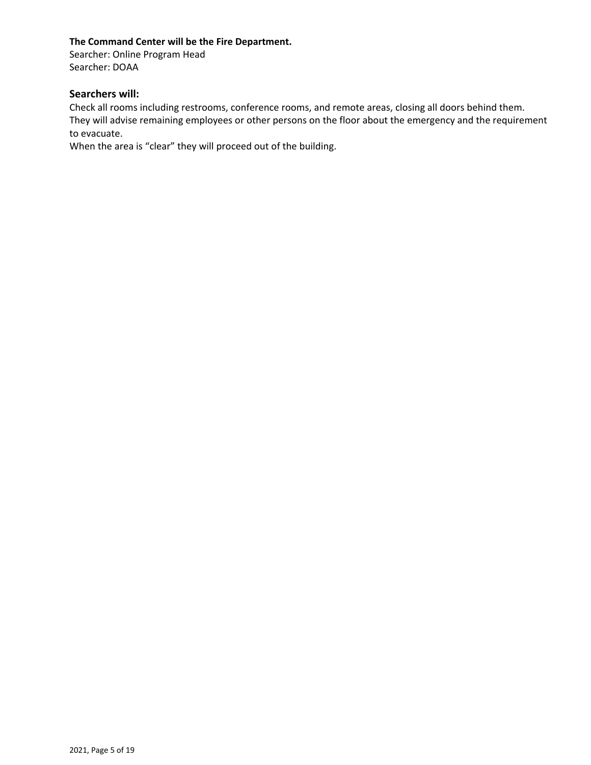**The Command Center will be the Fire Department.**
Searcher: Online Program Head
Searcher: DOAA

## Searchers will:

Check all rooms including restrooms, conference rooms, and remote areas, closing all doors behind them.
They will advise remaining employees or other persons on the floor about the emergency and the requirement to evacuate.
When the area is "clear" they will proceed out of the building.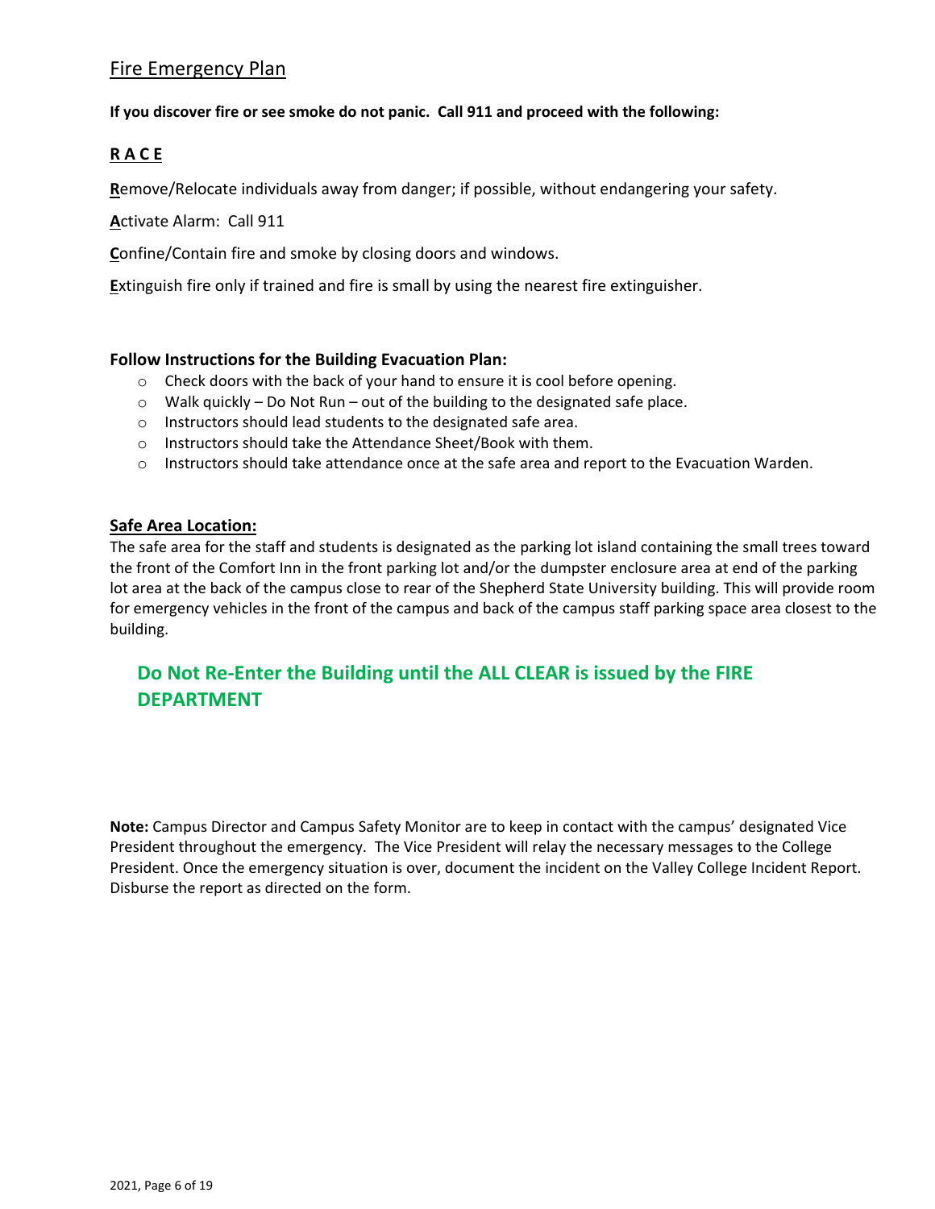## Fire Emergency Plan

**If you discover fire or see smoke do not panic. Call 911 and proceed with the following:**

**R A C E**

**R**emove/Relocate individuals away from danger; if possible, without endangering your safety.

**A**ctivate Alarm: Call 911

**C**onfine/Contain fire and smoke by closing doors and windows.

**E**xtinguish fire only if trained and fire is small by using the nearest fire extinguisher.

### Follow Instructions for the Building Evacuation Plan:

- Check doors with the back of your hand to ensure it is cool before opening.
- Walk quickly – Do Not Run – out of the building to the designated safe place.
- Instructors should lead students to the designated safe area.
- Instructors should take the Attendance Sheet/Book with them.
- Instructors should take attendance once at the safe area and report to the Evacuation Warden.

**Safe Area Location:**

The safe area for the staff and students is designated as the parking lot island containing the small trees toward the front of the Comfort Inn in the front parking lot and/or the dumpster enclosure area at end of the parking lot area at the back of the campus close to rear of the Shepherd State University building. This will provide room for emergency vehicles in the front of the campus and back of the campus staff parking space area closest to the building.

### Do Not Re-Enter the Building until the ALL CLEAR is issued by the FIRE DEPARTMENT

**Note:** Campus Director and Campus Safety Monitor are to keep in contact with the campus' designated Vice President throughout the emergency. The Vice President will relay the necessary messages to the College President. Once the emergency situation is over, document the incident on the Valley College Incident Report. Disburse the report as directed on the form.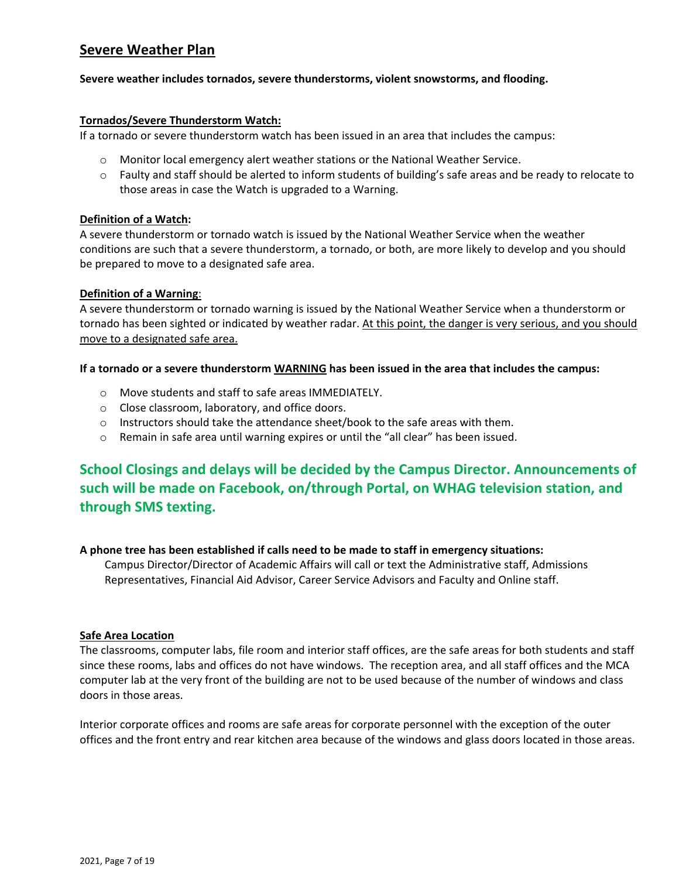## Severe Weather Plan

**Severe weather includes tornados, severe thunderstorms, violent snowstorms, and flooding.**

**Tornados/Severe Thunderstorm Watch:**

If a tornado or severe thunderstorm watch has been issued in an area that includes the campus:

- Monitor local emergency alert weather stations or the National Weather Service.
- Faulty and staff should be alerted to inform students of building's safe areas and be ready to relocate to those areas in case the Watch is upgraded to a Warning.

**Definition of a Watch:**

A severe thunderstorm or tornado watch is issued by the National Weather Service when the weather conditions are such that a severe thunderstorm, a tornado, or both, are more likely to develop and you should be prepared to move to a designated safe area.

**Definition of a Warning**:

A severe thunderstorm or tornado warning is issued by the National Weather Service when a thunderstorm or tornado has been sighted or indicated by weather radar. At this point, the danger is very serious, and you should move to a designated safe area.

**If a tornado or a severe thunderstorm WARNING has been issued in the area that includes the campus:**

- Move students and staff to safe areas IMMEDIATELY.
- Close classroom, laboratory, and office doors.
- Instructors should take the attendance sheet/book to the safe areas with them.
- Remain in safe area until warning expires or until the "all clear" has been issued.

### School Closings and delays will be decided by the Campus Director. Announcements of such will be made on Facebook, on/through Portal, on WHAG television station, and through SMS texting.

**A phone tree has been established if calls need to be made to staff in emergency situations:**

Campus Director/Director of Academic Affairs will call or text the Administrative staff, Admissions Representatives, Financial Aid Advisor, Career Service Advisors and Faculty and Online staff.

**Safe Area Location**

The classrooms, computer labs, file room and interior staff offices, are the safe areas for both students and staff since these rooms, labs and offices do not have windows. The reception area, and all staff offices and the MCA computer lab at the very front of the building are not to be used because of the number of windows and class doors in those areas.

Interior corporate offices and rooms are safe areas for corporate personnel with the exception of the outer offices and the front entry and rear kitchen area because of the windows and glass doors located in those areas.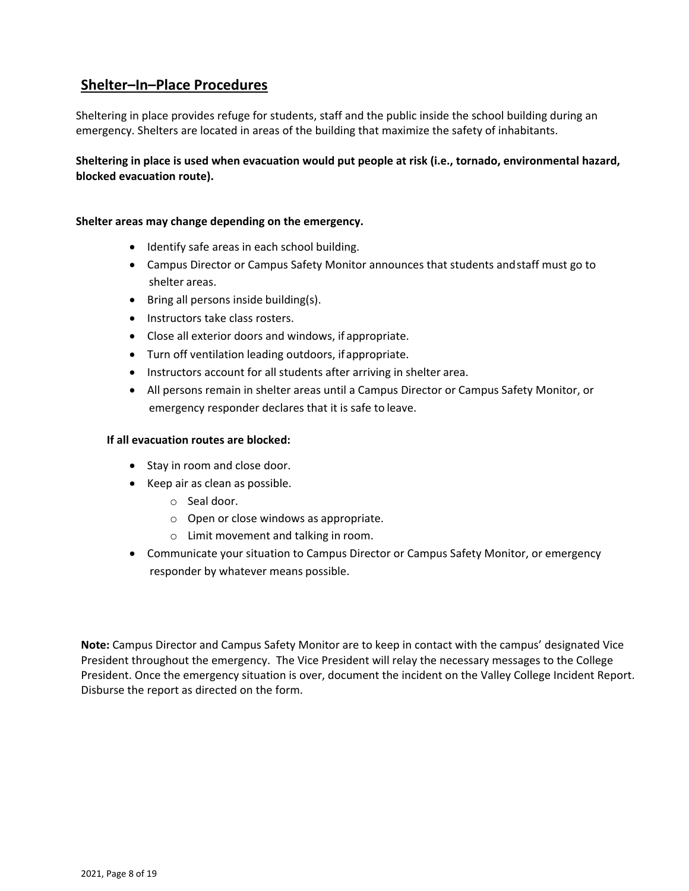## Shelter–In–Place Procedures

Sheltering in place provides refuge for students, staff and the public inside the school building during an emergency. Shelters are located in areas of the building that maximize the safety of inhabitants.

**Sheltering in place is used when evacuation would put people at risk (i.e., tornado, environmental hazard, blocked evacuation route).**

**Shelter areas may change depending on the emergency.**

- Identify safe areas in each school building.
- Campus Director or Campus Safety Monitor announces that students and staff must go to shelter areas.
- Bring all persons inside building(s).
- Instructors take class rosters.
- Close all exterior doors and windows, if appropriate.
- Turn off ventilation leading outdoors, if appropriate.
- Instructors account for all students after arriving in shelter area.
- All persons remain in shelter areas until a Campus Director or Campus Safety Monitor, or emergency responder declares that it is safe to leave.

**If all evacuation routes are blocked:**

- Stay in room and close door.
- Keep air as clean as possible.
    - Seal door.
    - Open or close windows as appropriate.
    - Limit movement and talking in room.
- Communicate your situation to Campus Director or Campus Safety Monitor, or emergency responder by whatever means possible.

**Note:** Campus Director and Campus Safety Monitor are to keep in contact with the campus' designated Vice President throughout the emergency. The Vice President will relay the necessary messages to the College President. Once the emergency situation is over, document the incident on the Valley College Incident Report. Disburse the report as directed on the form.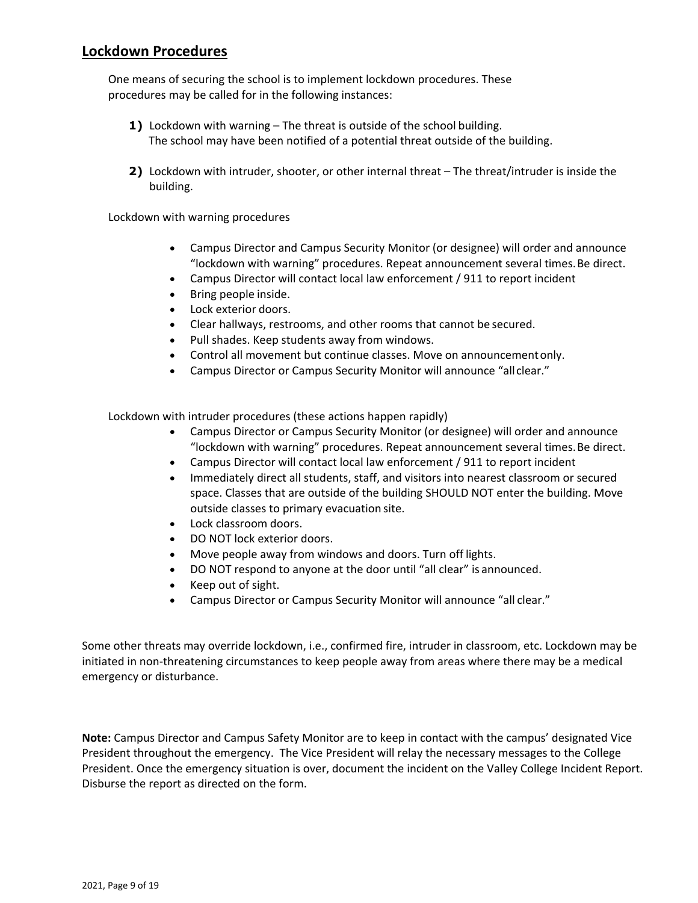## Lockdown Procedures

One means of securing the school is to implement lockdown procedures. These procedures may be called for in the following instances:

1) Lockdown with warning – The threat is outside of the school building. The school may have been notified of a potential threat outside of the building.

2) Lockdown with intruder, shooter, or other internal threat – The threat/intruder is inside the building.

Lockdown with warning procedures

- Campus Director and Campus Security Monitor (or designee) will order and announce "lockdown with warning" procedures. Repeat announcement several times. Be direct.
- Campus Director will contact local law enforcement / 911 to report incident
- Bring people inside.
- Lock exterior doors.
- Clear hallways, restrooms, and other rooms that cannot be secured.
- Pull shades. Keep students away from windows.
- Control all movement but continue classes. Move on announcement only.
- Campus Director or Campus Security Monitor will announce "all clear."

Lockdown with intruder procedures (these actions happen rapidly)

- Campus Director or Campus Security Monitor (or designee) will order and announce "lockdown with warning" procedures. Repeat announcement several times. Be direct.
- Campus Director will contact local law enforcement / 911 to report incident
- Immediately direct all students, staff, and visitors into nearest classroom or secured space. Classes that are outside of the building SHOULD NOT enter the building. Move outside classes to primary evacuation site.
- Lock classroom doors.
- DO NOT lock exterior doors.
- Move people away from windows and doors. Turn off lights.
- DO NOT respond to anyone at the door until "all clear" is announced.
- Keep out of sight.
- Campus Director or Campus Security Monitor will announce "all clear."

Some other threats may override lockdown, i.e., confirmed fire, intruder in classroom, etc. Lockdown may be initiated in non-threatening circumstances to keep people away from areas where there may be a medical emergency or disturbance.

**Note:** Campus Director and Campus Safety Monitor are to keep in contact with the campus' designated Vice President throughout the emergency. The Vice President will relay the necessary messages to the College President. Once the emergency situation is over, document the incident on the Valley College Incident Report. Disburse the report as directed on the form.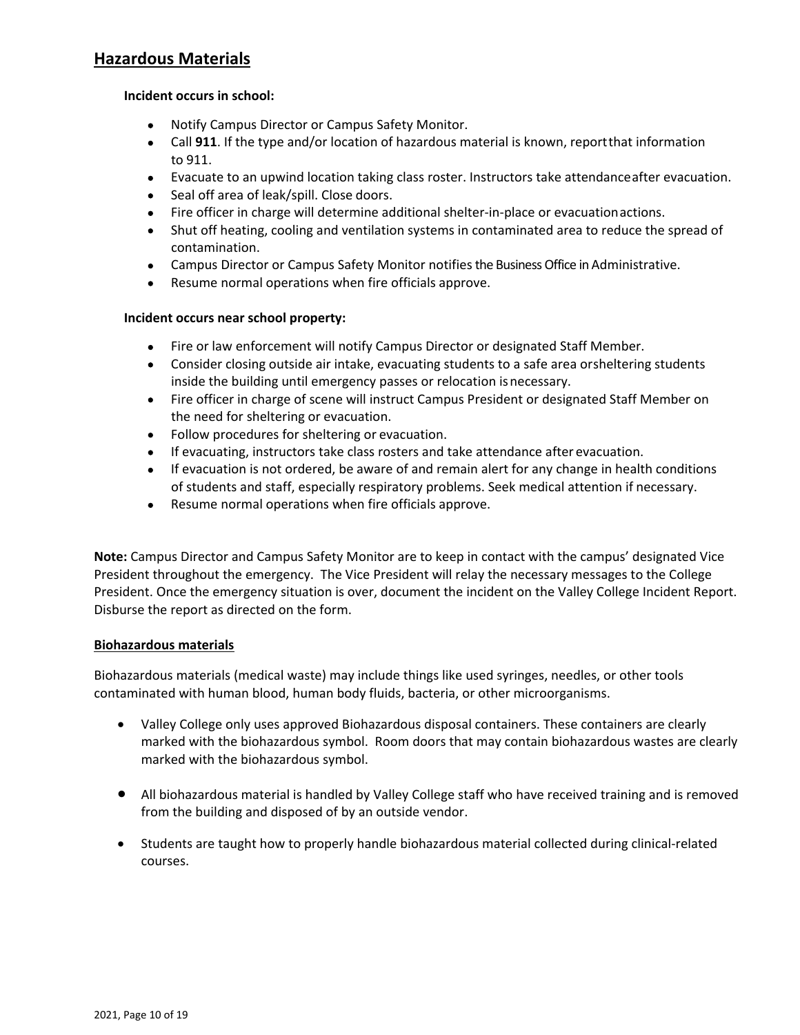## Hazardous Materials

**Incident occurs in school:**

- Notify Campus Director or Campus Safety Monitor.
- Call **911**. If the type and/or location of hazardous material is known, report that information to 911.
- Evacuate to an upwind location taking class roster. Instructors take attendance after evacuation.
- Seal off area of leak/spill. Close doors.
- Fire officer in charge will determine additional shelter-in-place or evacuation actions.
- Shut off heating, cooling and ventilation systems in contaminated area to reduce the spread of contamination.
- Campus Director or Campus Safety Monitor notifies the Business Office in Administrative.
- Resume normal operations when fire officials approve.

**Incident occurs near school property:**

- Fire or law enforcement will notify Campus Director or designated Staff Member.
- Consider closing outside air intake, evacuating students to a safe area or sheltering students inside the building until emergency passes or relocation is necessary.
- Fire officer in charge of scene will instruct Campus President or designated Staff Member on the need for sheltering or evacuation.
- Follow procedures for sheltering or evacuation.
- If evacuating, instructors take class rosters and take attendance after evacuation.
- If evacuation is not ordered, be aware of and remain alert for any change in health conditions of students and staff, especially respiratory problems. Seek medical attention if necessary.
- Resume normal operations when fire officials approve.

**Note:** Campus Director and Campus Safety Monitor are to keep in contact with the campus' designated Vice President throughout the emergency. The Vice President will relay the necessary messages to the College President. Once the emergency situation is over, document the incident on the Valley College Incident Report. Disburse the report as directed on the form.

### Biohazardous materials

Biohazardous materials (medical waste) may include things like used syringes, needles, or other tools contaminated with human blood, human body fluids, bacteria, or other microorganisms.

- Valley College only uses approved Biohazardous disposal containers. These containers are clearly marked with the biohazardous symbol. Room doors that may contain biohazardous wastes are clearly marked with the biohazardous symbol.
- All biohazardous material is handled by Valley College staff who have received training and is removed from the building and disposed of by an outside vendor.
- Students are taught how to properly handle biohazardous material collected during clinical-related courses.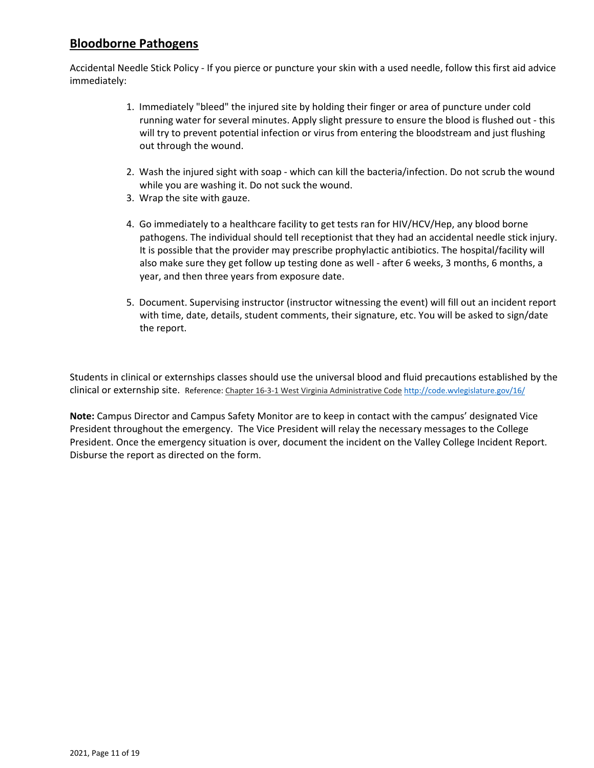## Bloodborne Pathogens

Accidental Needle Stick Policy - If you pierce or puncture your skin with a used needle, follow this first aid advice immediately:

1. Immediately "bleed" the injured site by holding their finger or area of puncture under cold running water for several minutes. Apply slight pressure to ensure the blood is flushed out - this will try to prevent potential infection or virus from entering the bloodstream and just flushing out through the wound.
2. Wash the injured sight with soap - which can kill the bacteria/infection. Do not scrub the wound while you are washing it. Do not suck the wound.
3. Wrap the site with gauze.
4. Go immediately to a healthcare facility to get tests ran for HIV/HCV/Hep, any blood borne pathogens. The individual should tell receptionist that they had an accidental needle stick injury. It is possible that the provider may prescribe prophylactic antibiotics. The hospital/facility will also make sure they get follow up testing done as well - after 6 weeks, 3 months, 6 months, a year, and then three years from exposure date.
5. Document. Supervising instructor (instructor witnessing the event) will fill out an incident report with time, date, details, student comments, their signature, etc. You will be asked to sign/date the report.

Students in clinical or externships classes should use the universal blood and fluid precautions established by the clinical or externship site. Reference: Chapter 16-3-1 West Virginia Administrative Code http://code.wvlegislature.gov/16/

**Note:** Campus Director and Campus Safety Monitor are to keep in contact with the campus' designated Vice President throughout the emergency. The Vice President will relay the necessary messages to the College President. Once the emergency situation is over, document the incident on the Valley College Incident Report. Disburse the report as directed on the form.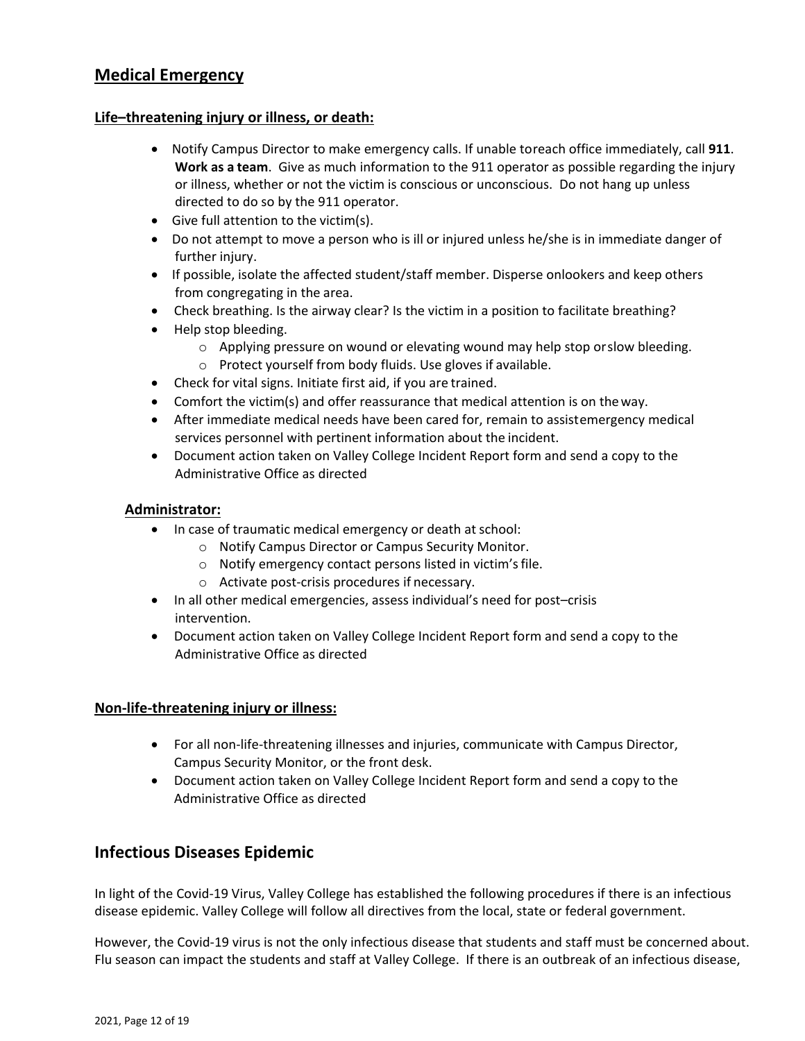## Medical Emergency

### Life–threatening injury or illness, or death:

- Notify Campus Director to make emergency calls. If unable to reach office immediately, call **911**. **Work as a team**. Give as much information to the 911 operator as possible regarding the injury or illness, whether or not the victim is conscious or unconscious. Do not hang up unless directed to do so by the 911 operator.
- Give full attention to the victim(s).
- Do not attempt to move a person who is ill or injured unless he/she is in immediate danger of further injury.
- If possible, isolate the affected student/staff member. Disperse onlookers and keep others from congregating in the area.
- Check breathing. Is the airway clear? Is the victim in a position to facilitate breathing?
- Help stop bleeding.
  - Applying pressure on wound or elevating wound may help stop or slow bleeding.
  - Protect yourself from body fluids. Use gloves if available.
- Check for vital signs. Initiate first aid, if you are trained.
- Comfort the victim(s) and offer reassurance that medical attention is on the way.
- After immediate medical needs have been cared for, remain to assist emergency medical services personnel with pertinent information about the incident.
- Document action taken on Valley College Incident Report form and send a copy to the Administrative Office as directed

### Administrator:

- In case of traumatic medical emergency or death at school:
  - Notify Campus Director or Campus Security Monitor.
  - Notify emergency contact persons listed in victim's file.
  - Activate post-crisis procedures if necessary.
- In all other medical emergencies, assess individual's need for post–crisis intervention.
- Document action taken on Valley College Incident Report form and send a copy to the Administrative Office as directed

### Non-life-threatening injury or illness:

- For all non-life-threatening illnesses and injuries, communicate with Campus Director, Campus Security Monitor, or the front desk.
- Document action taken on Valley College Incident Report form and send a copy to the Administrative Office as directed

## Infectious Diseases Epidemic

In light of the Covid-19 Virus, Valley College has established the following procedures if there is an infectious disease epidemic. Valley College will follow all directives from the local, state or federal government.

However, the Covid-19 virus is not the only infectious disease that students and staff must be concerned about. Flu season can impact the students and staff at Valley College. If there is an outbreak of an infectious disease,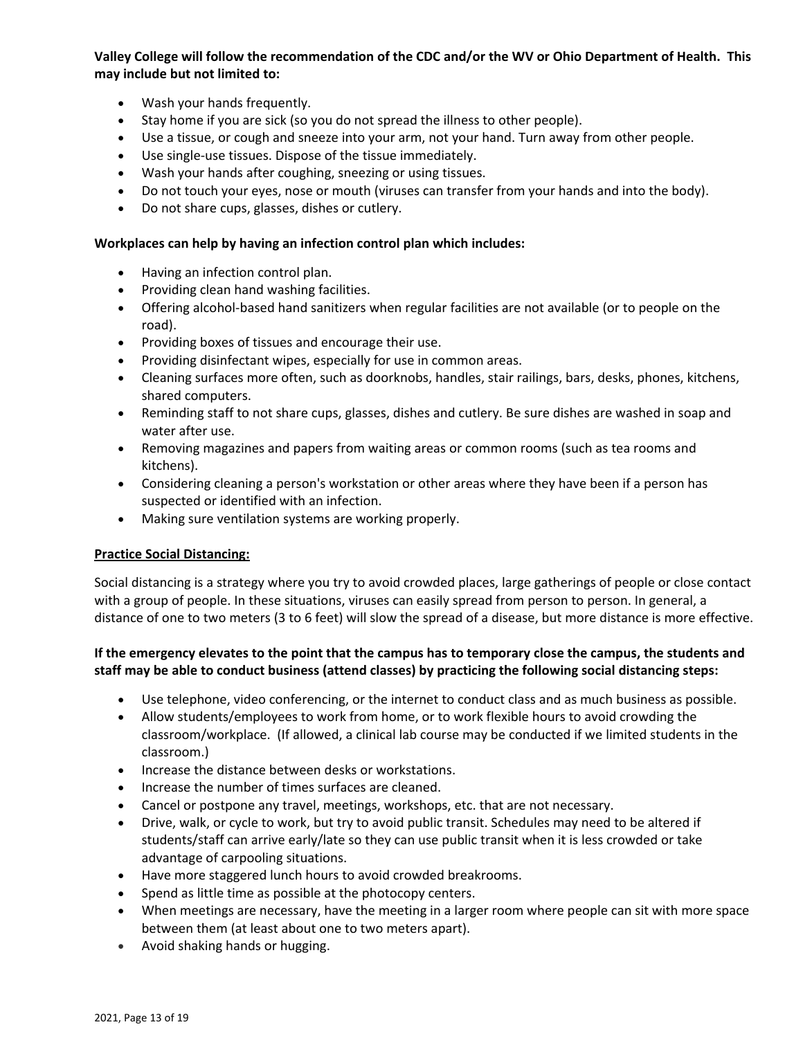**Valley College will follow the recommendation of the CDC and/or the WV or Ohio Department of Health. This may include but not limited to:**

- Wash your hands frequently.
- Stay home if you are sick (so you do not spread the illness to other people).
- Use a tissue, or cough and sneeze into your arm, not your hand. Turn away from other people.
- Use single-use tissues. Dispose of the tissue immediately.
- Wash your hands after coughing, sneezing or using tissues.
- Do not touch your eyes, nose or mouth (viruses can transfer from your hands and into the body).
- Do not share cups, glasses, dishes or cutlery.

**Workplaces can help by having an infection control plan which includes:**

- Having an infection control plan.
- Providing clean hand washing facilities.
- Offering alcohol-based hand sanitizers when regular facilities are not available (or to people on the road).
- Providing boxes of tissues and encourage their use.
- Providing disinfectant wipes, especially for use in common areas.
- Cleaning surfaces more often, such as doorknobs, handles, stair railings, bars, desks, phones, kitchens, shared computers.
- Reminding staff to not share cups, glasses, dishes and cutlery. Be sure dishes are washed in soap and water after use.
- Removing magazines and papers from waiting areas or common rooms (such as tea rooms and kitchens).
- Considering cleaning a person's workstation or other areas where they have been if a person has suspected or identified with an infection.
- Making sure ventilation systems are working properly.

**Practice Social Distancing:**

Social distancing is a strategy where you try to avoid crowded places, large gatherings of people or close contact with a group of people. In these situations, viruses can easily spread from person to person. In general, a distance of one to two meters (3 to 6 feet) will slow the spread of a disease, but more distance is more effective.

**If the emergency elevates to the point that the campus has to temporary close the campus, the students and staff may be able to conduct business (attend classes) by practicing the following social distancing steps:**

- Use telephone, video conferencing, or the internet to conduct class and as much business as possible.
- Allow students/employees to work from home, or to work flexible hours to avoid crowding the classroom/workplace. (If allowed, a clinical lab course may be conducted if we limited students in the classroom.)
- Increase the distance between desks or workstations.
- Increase the number of times surfaces are cleaned.
- Cancel or postpone any travel, meetings, workshops, etc. that are not necessary.
- Drive, walk, or cycle to work, but try to avoid public transit. Schedules may need to be altered if students/staff can arrive early/late so they can use public transit when it is less crowded or take advantage of carpooling situations.
- Have more staggered lunch hours to avoid crowded breakrooms.
- Spend as little time as possible at the photocopy centers.
- When meetings are necessary, have the meeting in a larger room where people can sit with more space between them (at least about one to two meters apart).
- Avoid shaking hands or hugging.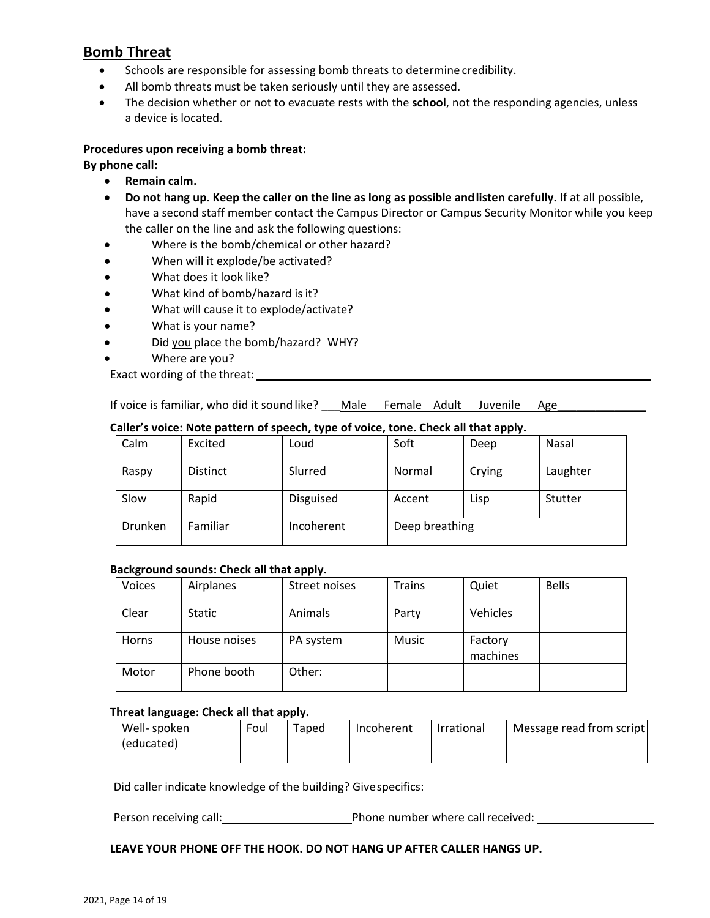## Bomb Threat

- Schools are responsible for assessing bomb threats to determine credibility.
- All bomb threats must be taken seriously until they are assessed.
- The decision whether or not to evacuate rests with the **school**, not the responding agencies, unless a device is located.

**Procedures upon receiving a bomb threat:**

**By phone call:**

- **Remain calm.**
- **Do not hang up. Keep the caller on the line as long as possible and listen carefully.** If at all possible, have a second staff member contact the Campus Director or Campus Security Monitor while you keep the caller on the line and ask the following questions:
- Where is the bomb/chemical or other hazard?
- When will it explode/be activated?
- What does it look like?
- What kind of bomb/hazard is it?
- What will cause it to explode/activate?
- What is your name?
- Did you place the bomb/hazard? WHY?
- Where are you?

Exact wording of the threat: ______________________________________________

If voice is familiar, who did it sound like? ___Male Female Adult Juvenile Age______________

**Caller's voice: Note pattern of speech, type of voice, tone. Check all that apply.**

| Calm | Excited | Loud | Soft | Deep | Nasal |
|---|---|---|---|---|---|
| Raspy | Distinct | Slurred | Normal | Crying | Laughter |
| Slow | Rapid | Disguised | Accent | Lisp | Stutter |
| Drunken | Familiar | Incoherent | Deep breathing | | |

**Background sounds: Check all that apply.**

| Voices | Airplanes | Street noises | Trains | Quiet | Bells |
|---|---|---|---|---|---|
| Clear | Static | Animals | Party | Vehicles | |
| Horns | House noises | PA system | Music | Factory machines | |
| Motor | Phone booth | Other: | | | |

**Threat language: Check all that apply.**

| Well- spoken (educated) | Foul | Taped | Incoherent | Irrational | Message read from script |
|---|---|---|---|---|---|

Did caller indicate knowledge of the building? Give specifics: ______________________________

Person receiving call: ____________________ Phone number where call received: __________________

**LEAVE YOUR PHONE OFF THE HOOK. DO NOT HANG UP AFTER CALLER HANGS UP.**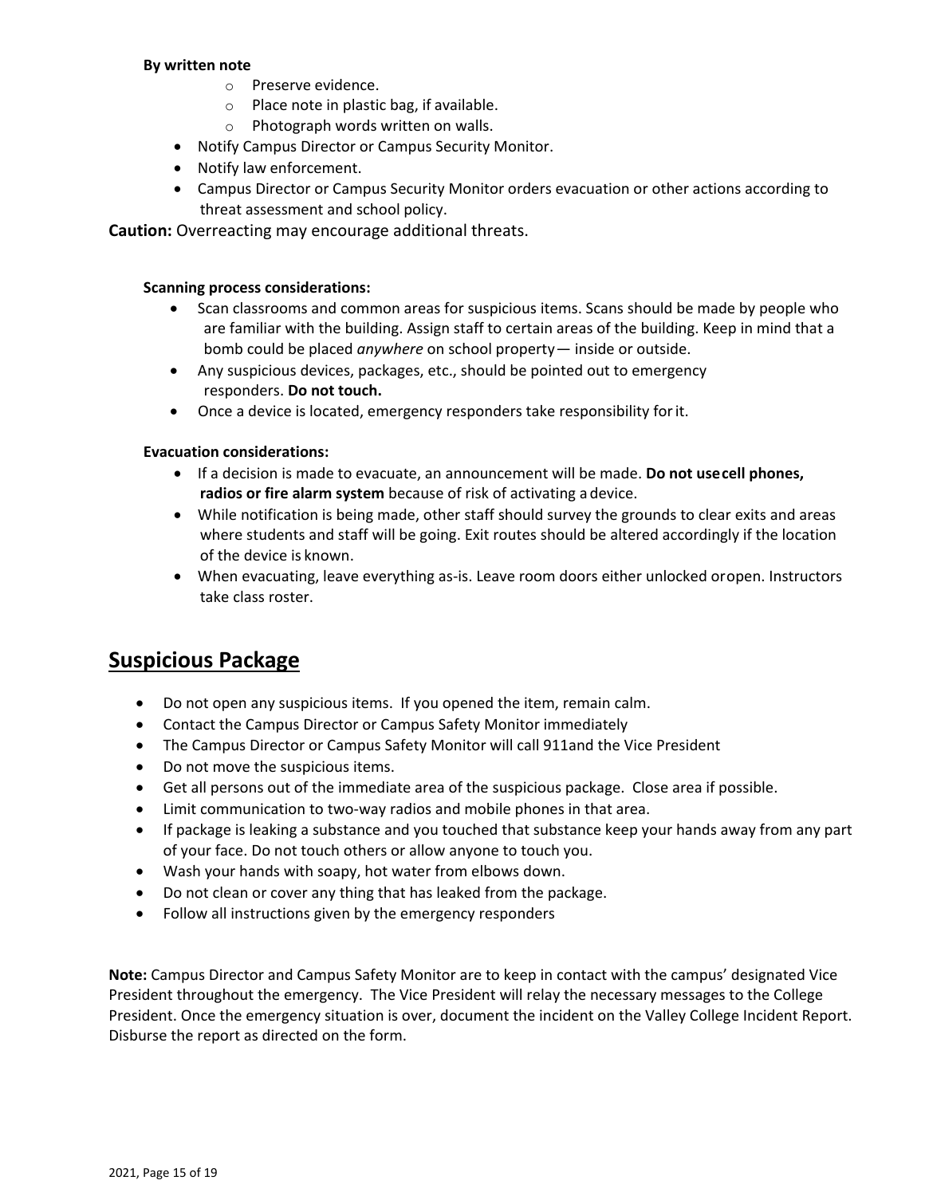**By written note**

- Preserve evidence.
- Place note in plastic bag, if available.
- Photograph words written on walls.

- Notify Campus Director or Campus Security Monitor.
- Notify law enforcement.
- Campus Director or Campus Security Monitor orders evacuation or other actions according to threat assessment and school policy.

**Caution:** Overreacting may encourage additional threats.

**Scanning process considerations:**

- Scan classrooms and common areas for suspicious items. Scans should be made by people who are familiar with the building. Assign staff to certain areas of the building. Keep in mind that a bomb could be placed *anywhere* on school property— inside or outside.
- Any suspicious devices, packages, etc., should be pointed out to emergency responders. **Do not touch.**
- Once a device is located, emergency responders take responsibility for it.

**Evacuation considerations:**

- If a decision is made to evacuate, an announcement will be made. **Do not use cell phones, radios or fire alarm system** because of risk of activating a device.
- While notification is being made, other staff should survey the grounds to clear exits and areas where students and staff will be going. Exit routes should be altered accordingly if the location of the device is known.
- When evacuating, leave everything as-is. Leave room doors either unlocked or open. Instructors take class roster.

## Suspicious Package

- Do not open any suspicious items. If you opened the item, remain calm.
- Contact the Campus Director or Campus Safety Monitor immediately
- The Campus Director or Campus Safety Monitor will call 911and the Vice President
- Do not move the suspicious items.
- Get all persons out of the immediate area of the suspicious package. Close area if possible.
- Limit communication to two-way radios and mobile phones in that area.
- If package is leaking a substance and you touched that substance keep your hands away from any part of your face. Do not touch others or allow anyone to touch you.
- Wash your hands with soapy, hot water from elbows down.
- Do not clean or cover any thing that has leaked from the package.
- Follow all instructions given by the emergency responders

**Note:** Campus Director and Campus Safety Monitor are to keep in contact with the campus' designated Vice President throughout the emergency. The Vice President will relay the necessary messages to the College President. Once the emergency situation is over, document the incident on the Valley College Incident Report. Disburse the report as directed on the form.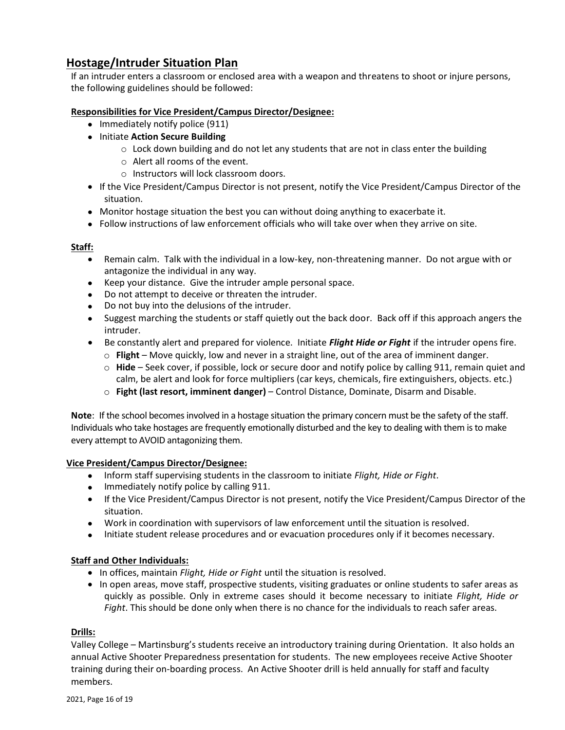## Hostage/Intruder Situation Plan

If an intruder enters a classroom or enclosed area with a weapon and threatens to shoot or injure persons, the following guidelines should be followed:

**Responsibilities for Vice President/Campus Director/Designee:**

- Immediately notify police (911)
- Initiate **Action Secure Building**
  - Lock down building and do not let any students that are not in class enter the building
  - Alert all rooms of the event.
  - Instructors will lock classroom doors.
- If the Vice President/Campus Director is not present, notify the Vice President/Campus Director of the situation.
- Monitor hostage situation the best you can without doing anything to exacerbate it.
- Follow instructions of law enforcement officials who will take over when they arrive on site.

**Staff:**

- Remain calm. Talk with the individual in a low-key, non-threatening manner. Do not argue with or antagonize the individual in any way.
- Keep your distance. Give the intruder ample personal space.
- Do not attempt to deceive or threaten the intruder.
- Do not buy into the delusions of the intruder.
- Suggest marching the students or staff quietly out the back door. Back off if this approach angers the intruder.
- Be constantly alert and prepared for violence. Initiate ***Flight Hide or Fight*** if the intruder opens fire.
  - **Flight** – Move quickly, low and never in a straight line, out of the area of imminent danger.
  - **Hide** – Seek cover, if possible, lock or secure door and notify police by calling 911, remain quiet and calm, be alert and look for force multipliers (car keys, chemicals, fire extinguishers, objects. etc.)
  - **Fight (last resort, imminent danger)** – Control Distance, Dominate, Disarm and Disable.

**Note**: If the school becomes involved in a hostage situation the primary concern must be the safety of the staff. Individuals who take hostages are frequently emotionally disturbed and the key to dealing with them is to make every attempt to AVOID antagonizing them.

**Vice President/Campus Director/Designee:**

- Inform staff supervising students in the classroom to initiate *Flight, Hide or Fight*.
- Immediately notify police by calling 911.
- If the Vice President/Campus Director is not present, notify the Vice President/Campus Director of the situation.
- Work in coordination with supervisors of law enforcement until the situation is resolved.
- Initiate student release procedures and or evacuation procedures only if it becomes necessary.

**Staff and Other Individuals:**

- In offices, maintain *Flight, Hide or Fight* until the situation is resolved.
- In open areas, move staff, prospective students, visiting graduates or online students to safer areas as quickly as possible. Only in extreme cases should it become necessary to initiate *Flight, Hide or Fight*. This should be done only when there is no chance for the individuals to reach safer areas.

**Drills:**

Valley College – Martinsburg's students receive an introductory training during Orientation. It also holds an annual Active Shooter Preparedness presentation for students. The new employees receive Active Shooter training during their on-boarding process. An Active Shooter drill is held annually for staff and faculty members.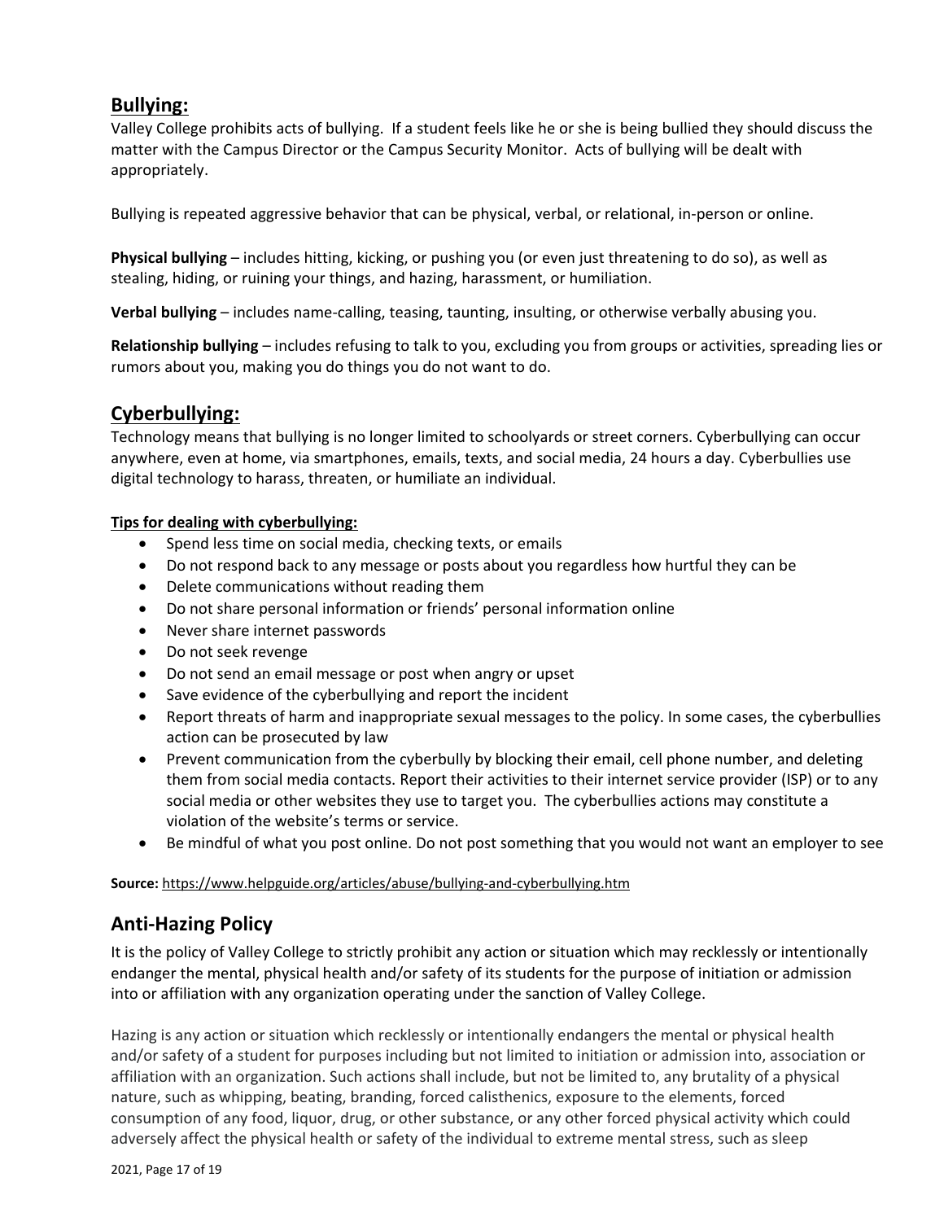## Bullying:

Valley College prohibits acts of bullying. If a student feels like he or she is being bullied they should discuss the matter with the Campus Director or the Campus Security Monitor. Acts of bullying will be dealt with appropriately.

Bullying is repeated aggressive behavior that can be physical, verbal, or relational, in-person or online.

**Physical bullying** – includes hitting, kicking, or pushing you (or even just threatening to do so), as well as stealing, hiding, or ruining your things, and hazing, harassment, or humiliation.

**Verbal bullying** – includes name-calling, teasing, taunting, insulting, or otherwise verbally abusing you.

**Relationship bullying** – includes refusing to talk to you, excluding you from groups or activities, spreading lies or rumors about you, making you do things you do not want to do.

## Cyberbullying:

Technology means that bullying is no longer limited to schoolyards or street corners. Cyberbullying can occur anywhere, even at home, via smartphones, emails, texts, and social media, 24 hours a day. Cyberbullies use digital technology to harass, threaten, or humiliate an individual.

**Tips for dealing with cyberbullying:**

- Spend less time on social media, checking texts, or emails
- Do not respond back to any message or posts about you regardless how hurtful they can be
- Delete communications without reading them
- Do not share personal information or friends' personal information online
- Never share internet passwords
- Do not seek revenge
- Do not send an email message or post when angry or upset
- Save evidence of the cyberbullying and report the incident
- Report threats of harm and inappropriate sexual messages to the policy. In some cases, the cyberbullies action can be prosecuted by law
- Prevent communication from the cyberbully by blocking their email, cell phone number, and deleting them from social media contacts. Report their activities to their internet service provider (ISP) or to any social media or other websites they use to target you. The cyberbullies actions may constitute a violation of the website's terms or service.
- Be mindful of what you post online. Do not post something that you would not want an employer to see

**Source:** https://www.helpguide.org/articles/abuse/bullying-and-cyberbullying.htm

## Anti-Hazing Policy

It is the policy of Valley College to strictly prohibit any action or situation which may recklessly or intentionally endanger the mental, physical health and/or safety of its students for the purpose of initiation or admission into or affiliation with any organization operating under the sanction of Valley College.

Hazing is any action or situation which recklessly or intentionally endangers the mental or physical health and/or safety of a student for purposes including but not limited to initiation or admission into, association or affiliation with an organization. Such actions shall include, but not be limited to, any brutality of a physical nature, such as whipping, beating, branding, forced calisthenics, exposure to the elements, forced consumption of any food, liquor, drug, or other substance, or any other forced physical activity which could adversely affect the physical health or safety of the individual to extreme mental stress, such as sleep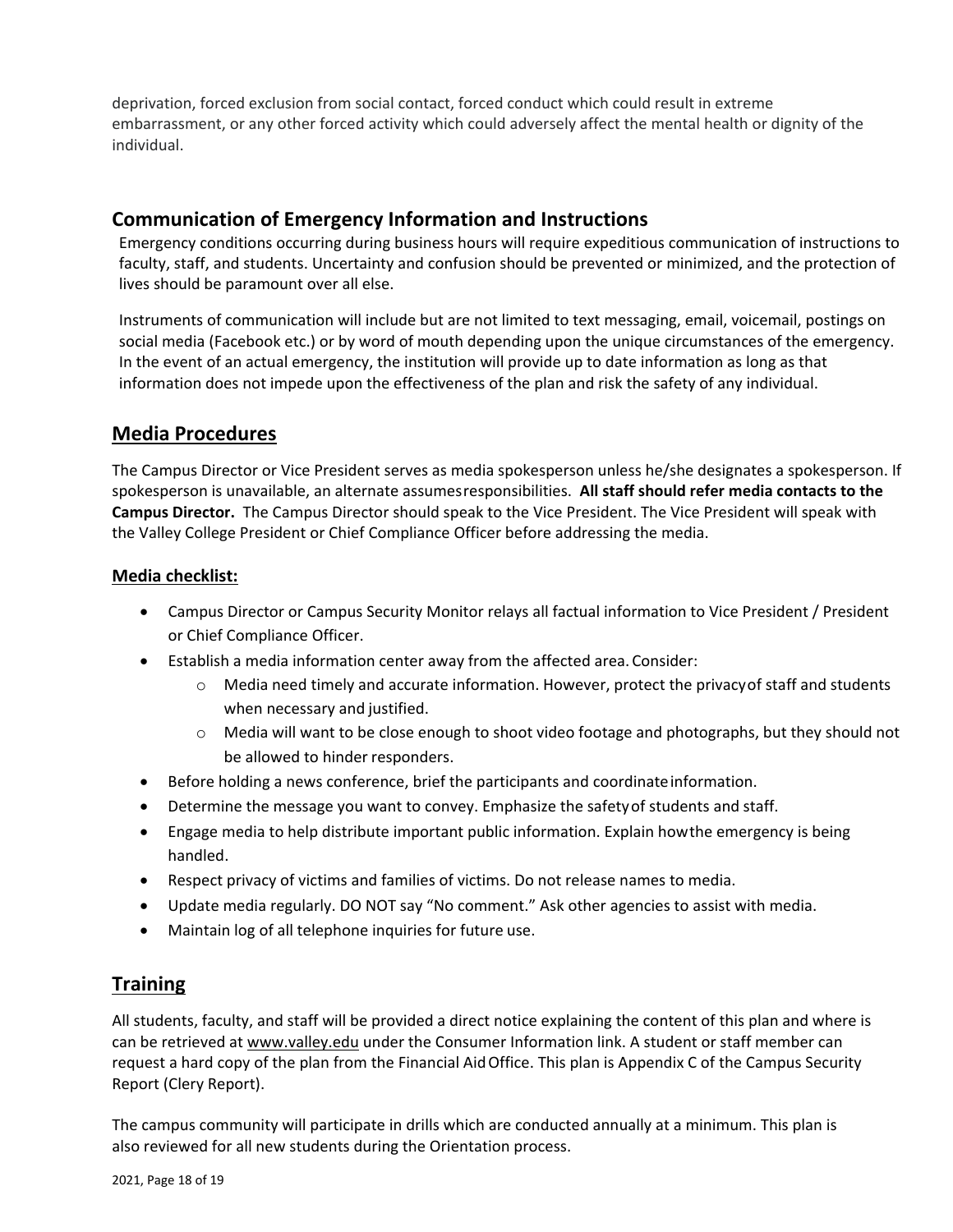deprivation, forced exclusion from social contact, forced conduct which could result in extreme embarrassment, or any other forced activity which could adversely affect the mental health or dignity of the individual.

## Communication of Emergency Information and Instructions

Emergency conditions occurring during business hours will require expeditious communication of instructions to faculty, staff, and students. Uncertainty and confusion should be prevented or minimized, and the protection of lives should be paramount over all else.

Instruments of communication will include but are not limited to text messaging, email, voicemail, postings on social media (Facebook etc.) or by word of mouth depending upon the unique circumstances of the emergency. In the event of an actual emergency, the institution will provide up to date information as long as that information does not impede upon the effectiveness of the plan and risk the safety of any individual.

## Media Procedures

The Campus Director or Vice President serves as media spokesperson unless he/she designates a spokesperson. If spokesperson is unavailable, an alternate assumes responsibilities. **All staff should refer media contacts to the Campus Director.** The Campus Director should speak to the Vice President. The Vice President will speak with the Valley College President or Chief Compliance Officer before addressing the media.

### Media checklist:

- Campus Director or Campus Security Monitor relays all factual information to Vice President / President or Chief Compliance Officer.
- Establish a media information center away from the affected area. Consider:
  - Media need timely and accurate information. However, protect the privacy of staff and students when necessary and justified.
  - Media will want to be close enough to shoot video footage and photographs, but they should not be allowed to hinder responders.
- Before holding a news conference, brief the participants and coordinate information.
- Determine the message you want to convey. Emphasize the safety of students and staff.
- Engage media to help distribute important public information. Explain how the emergency is being handled.
- Respect privacy of victims and families of victims. Do not release names to media.
- Update media regularly. DO NOT say "No comment." Ask other agencies to assist with media.
- Maintain log of all telephone inquiries for future use.

## Training

All students, faculty, and staff will be provided a direct notice explaining the content of this plan and where is can be retrieved at www.valley.edu under the Consumer Information link. A student or staff member can request a hard copy of the plan from the Financial Aid Office. This plan is Appendix C of the Campus Security Report (Clery Report).

The campus community will participate in drills which are conducted annually at a minimum. This plan is also reviewed for all new students during the Orientation process.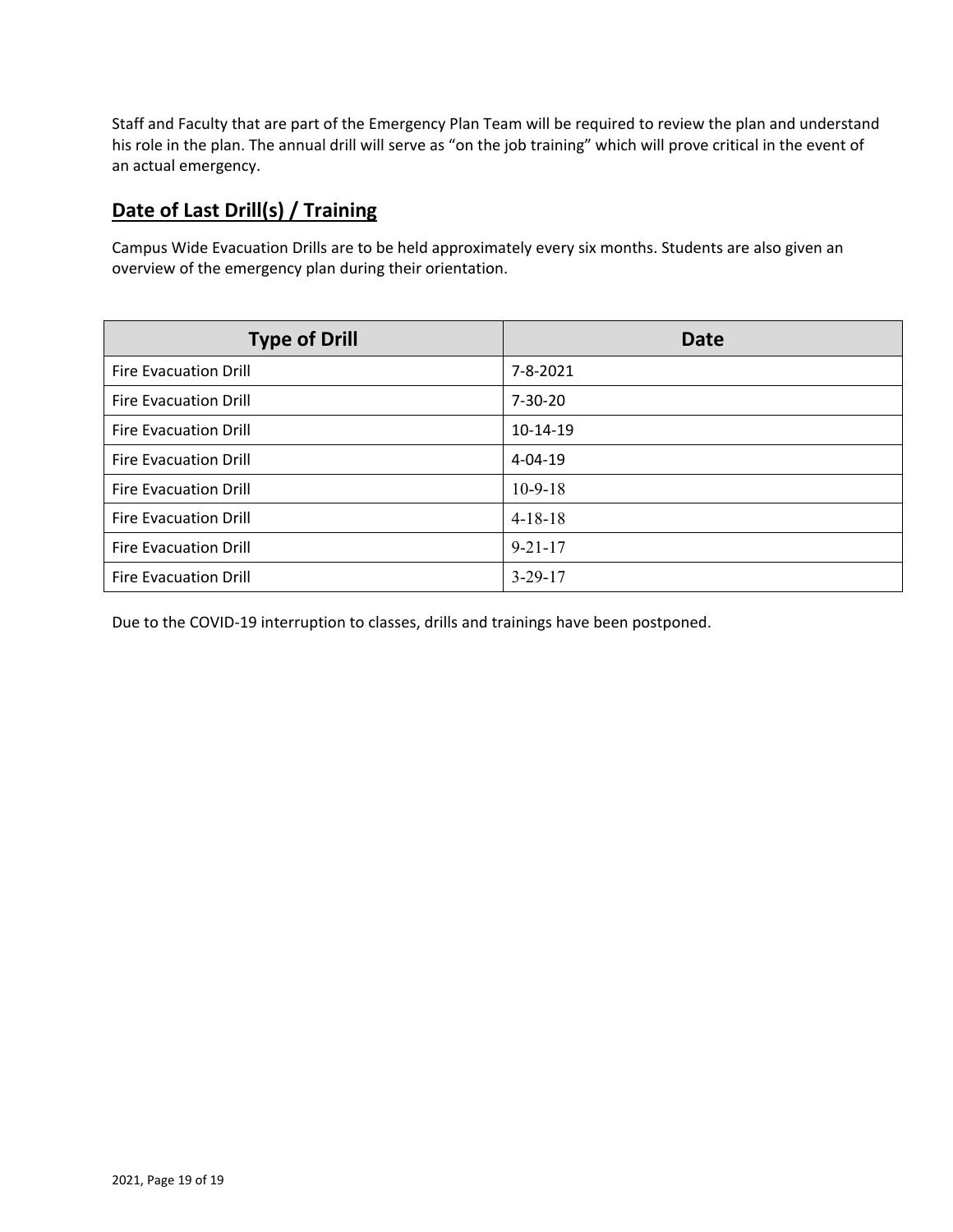Staff and Faculty that are part of the Emergency Plan Team will be required to review the plan and understand his role in the plan. The annual drill will serve as "on the job training" which will prove critical in the event of an actual emergency.

## Date of Last Drill(s) / Training

Campus Wide Evacuation Drills are to be held approximately every six months. Students are also given an overview of the emergency plan during their orientation.

| Type of Drill | Date |
|---|---|
| Fire Evacuation Drill | 7-8-2021 |
| Fire Evacuation Drill | 7-30-20 |
| Fire Evacuation Drill | 10-14-19 |
| Fire Evacuation Drill | 4-04-19 |
| Fire Evacuation Drill | 10-9-18 |
| Fire Evacuation Drill | 4-18-18 |
| Fire Evacuation Drill | 9-21-17 |
| Fire Evacuation Drill | 3-29-17 |

Due to the COVID-19 interruption to classes, drills and trainings have been postponed.